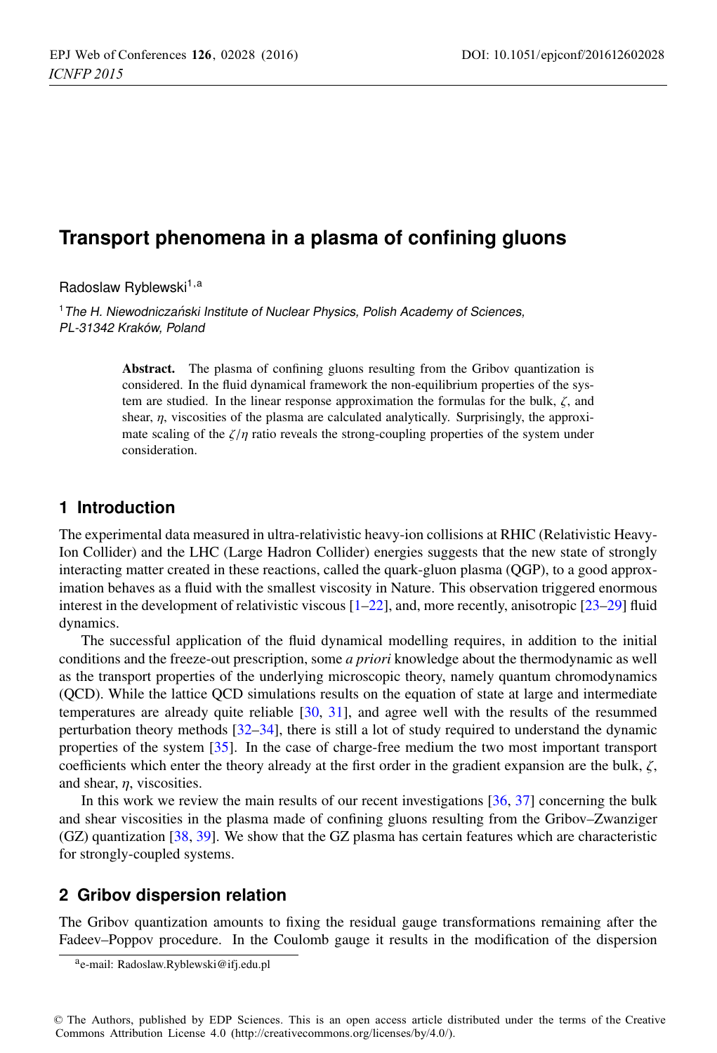# Transport phenomena in a plasma of confining gluons

Radoslaw Ryblewski[1,a]

[1] *The H. Niewodniczański Institute of Nuclear Physics, Polish Academy of Sciences, PL-31342 Kraków, Poland*

**Abstract.** The plasma of confining gluons resulting from the Gribov quantization is considered. In the fluid dynamical framework the non-equilibrium properties of the system are studied. In the linear response approximation the formulas for the bulk, $\zeta$, and shear, $\eta$, viscosities of the plasma are calculated analytically. Surprisingly, the approximate scaling of the $\zeta/\eta$ ratio reveals the strong-coupling properties of the system under consideration.

## 1 Introduction

The experimental data measured in ultra-relativistic heavy-ion collisions at RHIC (Relativistic Heavy-Ion Collider) and the LHC (Large Hadron Collider) energies suggests that the new state of strongly interacting matter created in these reactions, called the quark-gluon plasma (QGP), to a good approximation behaves as a fluid with the smallest viscosity in Nature. This observation triggered enormous interest in the development of relativistic viscous [1–22], and, more recently, anisotropic [23–29] fluid dynamics.

The successful application of the fluid dynamical modelling requires, in addition to the initial conditions and the freeze-out prescription, some *a priori* knowledge about the thermodynamic as well as the transport properties of the underlying microscopic theory, namely quantum chromodynamics (QCD). While the lattice QCD simulations results on the equation of state at large and intermediate temperatures are already quite reliable [30, 31], and agree well with the results of the resummed perturbation theory methods [32–34], there is still a lot of study required to understand the dynamic properties of the system [35]. In the case of charge-free medium the two most important transport coefficients which enter the theory already at the first order in the gradient expansion are the bulk, $\zeta$, and shear, $\eta$, viscosities.

In this work we review the main results of our recent investigations [36, 37] concerning the bulk and shear viscosities in the plasma made of confining gluons resulting from the Gribov–Zwanziger (GZ) quantization [38, 39]. We show that the GZ plasma has certain features which are characteristic for strongly-coupled systems.

## 2 Gribov dispersion relation

The Gribov quantization amounts to fixing the residual gauge transformations remaining after the Fadeev–Poppov procedure. In the Coulomb gauge it results in the modification of the dispersion

[a] e-mail: Radoslaw.Ryblewski@ifj.edu.pl

© The Authors, published by EDP Sciences. This is an open access article distributed under the terms of the Creative Commons Attribution License 4.0 (http://creativecommons.org/licenses/by/4.0/).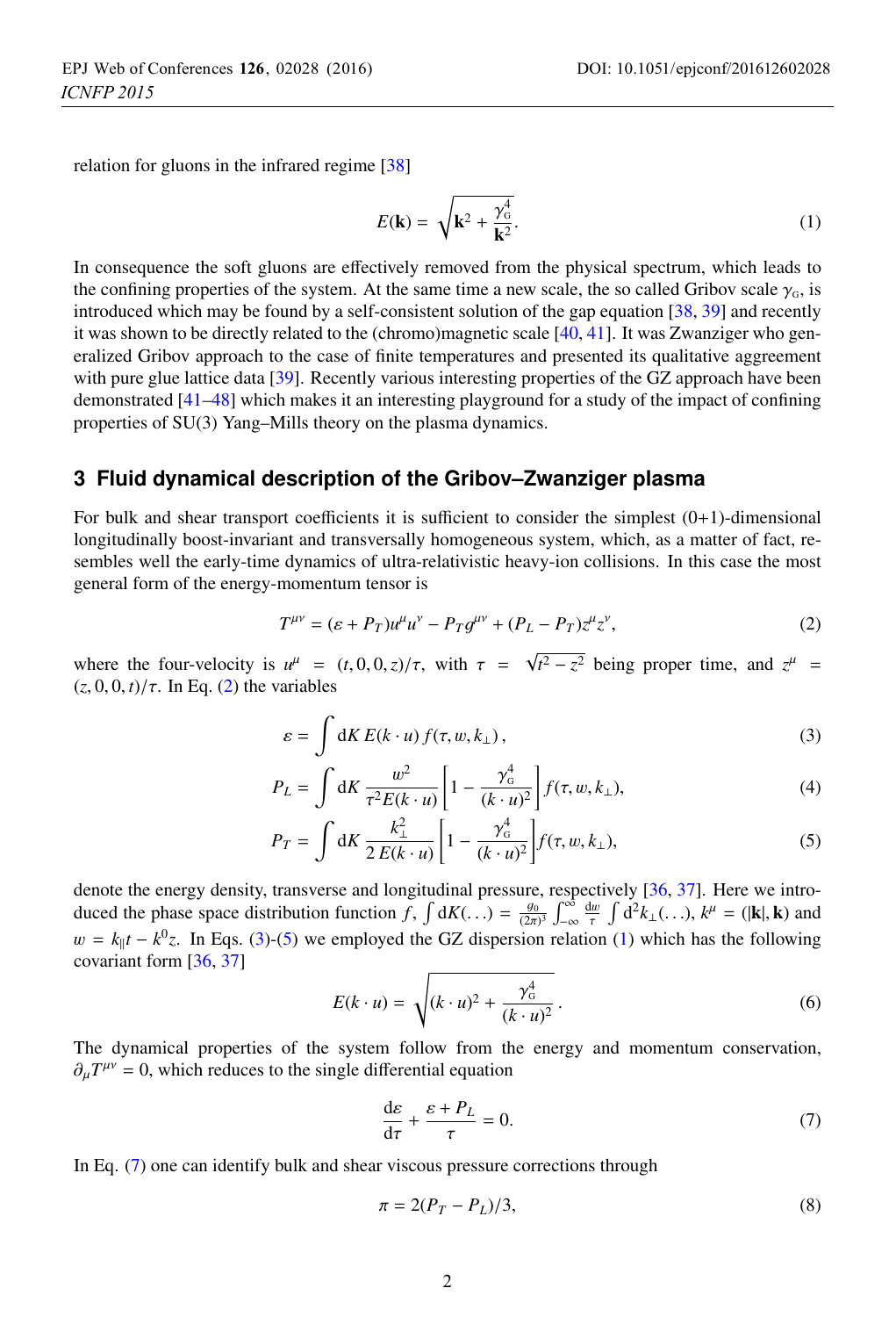relation for gluons in the infrared regime [38]

$$E(\mathbf{k}) = \sqrt{\mathbf{k}^2 + \frac{\gamma_{\rm G}^4}{\mathbf{k}^2}}. \tag{1}$$

In consequence the soft gluons are effectively removed from the physical spectrum, which leads to the confining properties of the system. At the same time a new scale, the so called Gribov scale $\gamma_{\rm G}$, is introduced which may be found by a self-consistent solution of the gap equation [38, 39] and recently it was shown to be directly related to the (chromo)magnetic scale [40, 41]. It was Zwanziger who generalized Gribov approach to the case of finite temperatures and presented its qualitative aggreement with pure glue lattice data [39]. Recently various interesting properties of the GZ approach have been demonstrated [41–48] which makes it an interesting playground for a study of the impact of confining properties of SU(3) Yang–Mills theory on the plasma dynamics.

## 3 Fluid dynamical description of the Gribov–Zwanziger plasma

For bulk and shear transport coefficients it is sufficient to consider the simplest (0+1)-dimensional longitudinally boost-invariant and transversally homogeneous system, which, as a matter of fact, resembles well the early-time dynamics of ultra-relativistic heavy-ion collisions. In this case the most general form of the energy-momentum tensor is

$$T^{\mu\nu} = (\varepsilon + P_T)u^\mu u^\nu - P_T g^{\mu\nu} + (P_L - P_T)z^\mu z^\nu, \tag{2}$$

where the four-velocity is $u^\mu = (t, 0, 0, z)/\tau$, with $\tau = \sqrt{t^2 - z^2}$ being proper time, and $z^\mu = (z, 0, 0, t)/\tau$. In Eq. (2) the variables

$$\varepsilon = \int \mathrm{d}K \, E(k \cdot u) \, f(\tau, w, k_\perp) \,, \tag{3}$$

$$P_L = \int \mathrm{d}K \, \frac{w^2}{\tau^2 E(k \cdot u)} \left[ 1 - \frac{\gamma_{\rm G}^4}{(k \cdot u)^2} \right] f(\tau, w, k_\perp), \tag{4}$$

$$P_T = \int \mathrm{d}K \, \frac{k_\perp^2}{2\, E(k \cdot u)} \left[ 1 - \frac{\gamma_{\rm G}^4}{(k \cdot u)^2} \right] f(\tau, w, k_\perp), \tag{5}$$

denote the energy density, transverse and longitudinal pressure, respectively [36, 37]. Here we introduced the phase space distribution function $f$, $\int \mathrm{d}K(\ldots) = \frac{g_0}{(2\pi)^3} \int_{-\infty}^{\infty} \frac{\mathrm{d}w}{\tau} \int \mathrm{d}^2 k_\perp (\ldots)$, $k^\mu = (|\mathbf{k}|, \mathbf{k})$ and $w = k_\parallel t - k^0 z$. In Eqs. (3)-(5) we employed the GZ dispersion relation (1) which has the following covariant form [36, 37]

$$E(k \cdot u) = \sqrt{(k \cdot u)^2 + \frac{\gamma_{\rm G}^4}{(k \cdot u)^2}} \,. \tag{6}$$

The dynamical properties of the system follow from the energy and momentum conservation, $\partial_\mu T^{\mu\nu} = 0$, which reduces to the single differential equation

$$\frac{\mathrm{d}\varepsilon}{\mathrm{d}\tau} + \frac{\varepsilon + P_L}{\tau} = 0. \tag{7}$$

In Eq. (7) one can identify bulk and shear viscous pressure corrections through

$$\pi = 2(P_T - P_L)/3, \tag{8}$$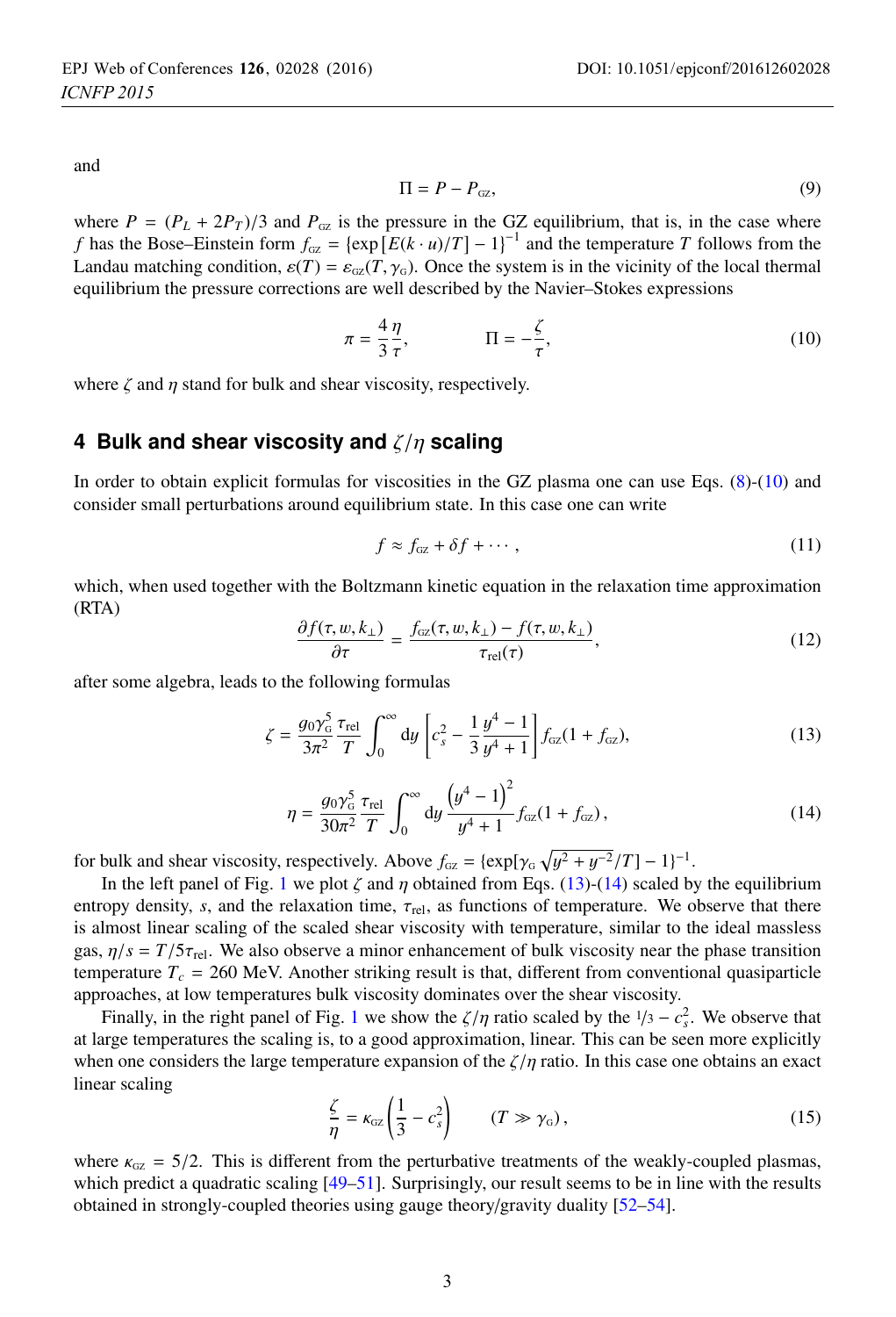and

$$\Pi = P - P_{\rm GZ}, \tag{9}$$

where $P = (P_L + 2P_T)/3$ and $P_{\rm GZ}$ is the pressure in the GZ equilibrium, that is, in the case where $f$ has the Bose–Einstein form $f_{\rm GZ} = \{\exp\left[E(k \cdot u)/T\right] - 1\}^{-1}$ and the temperature $T$ follows from the Landau matching condition, $\varepsilon(T) = \varepsilon_{\rm GZ}(T, \gamma_{\rm G})$. Once the system is in the vicinity of the local thermal equilibrium the pressure corrections are well described by the Navier–Stokes expressions

$$\pi = \frac{4}{3}\frac{\eta}{\tau}, \qquad\qquad \Pi = -\frac{\zeta}{\tau}, \tag{10}$$

where $\zeta$ and $\eta$ stand for bulk and shear viscosity, respectively.

## 4 Bulk and shear viscosity and $\zeta/\eta$ scaling

In order to obtain explicit formulas for viscosities in the GZ plasma one can use Eqs. (8)-(10) and consider small perturbations around equilibrium state. In this case one can write

$$f \approx f_{\rm GZ} + \delta f + \cdots, \tag{11}$$

which, when used together with the Boltzmann kinetic equation in the relaxation time approximation (RTA)

$$\frac{\partial f(\tau, w, k_\perp)}{\partial \tau} = \frac{f_{\rm GZ}(\tau, w, k_\perp) - f(\tau, w, k_\perp)}{\tau_{\rm rel}(\tau)}, \tag{12}$$

after some algebra, leads to the following formulas

$$\zeta = \frac{g_0 \gamma_{\rm G}^5}{3\pi^2}\frac{\tau_{\rm rel}}{T}\int_0^\infty {\rm d}y \left[c_s^2 - \frac{1}{3}\frac{y^4 - 1}{y^4 + 1}\right] f_{\rm GZ}(1 + f_{\rm GZ}), \tag{13}$$

$$\eta = \frac{g_0 \gamma_{\rm G}^5}{30\pi^2}\frac{\tau_{\rm rel}}{T}\int_0^\infty {\rm d}y \, \frac{\left(y^4 - 1\right)^2}{y^4 + 1} f_{\rm GZ}(1 + f_{\rm GZ}), \tag{14}$$

for bulk and shear viscosity, respectively. Above $f_{\rm GZ} = \{\exp[\gamma_{\rm G}\sqrt{y^2 + y^{-2}}/T] - 1\}^{-1}$.

In the left panel of Fig. 1 we plot $\zeta$ and $\eta$ obtained from Eqs. (13)-(14) scaled by the equilibrium entropy density, $s$, and the relaxation time, $\tau_{\rm rel}$, as functions of temperature. We observe that there is almost linear scaling of the scaled shear viscosity with temperature, similar to the ideal massless gas, $\eta/s = T/5\tau_{\rm rel}$. We also observe a minor enhancement of bulk viscosity near the phase transition temperature $T_c = 260$ MeV. Another striking result is that, different from conventional quasiparticle approaches, at low temperatures bulk viscosity dominates over the shear viscosity.

Finally, in the right panel of Fig. 1 we show the $\zeta/\eta$ ratio scaled by the $1/3 - c_s^2$. We observe that at large temperatures the scaling is, to a good approximation, linear. This can be seen more explicitly when one considers the large temperature expansion of the $\zeta/\eta$ ratio. In this case one obtains an exact linear scaling

$$\frac{\zeta}{\eta} = \kappa_{\rm GZ}\left(\frac{1}{3} - c_s^2\right) \qquad (T \gg \gamma_{\rm G}), \tag{15}$$

where $\kappa_{\rm GZ} = 5/2$. This is different from the perturbative treatments of the weakly-coupled plasmas, which predict a quadratic scaling [49–51]. Surprisingly, our result seems to be in line with the results obtained in strongly-coupled theories using gauge theory/gravity duality [52–54].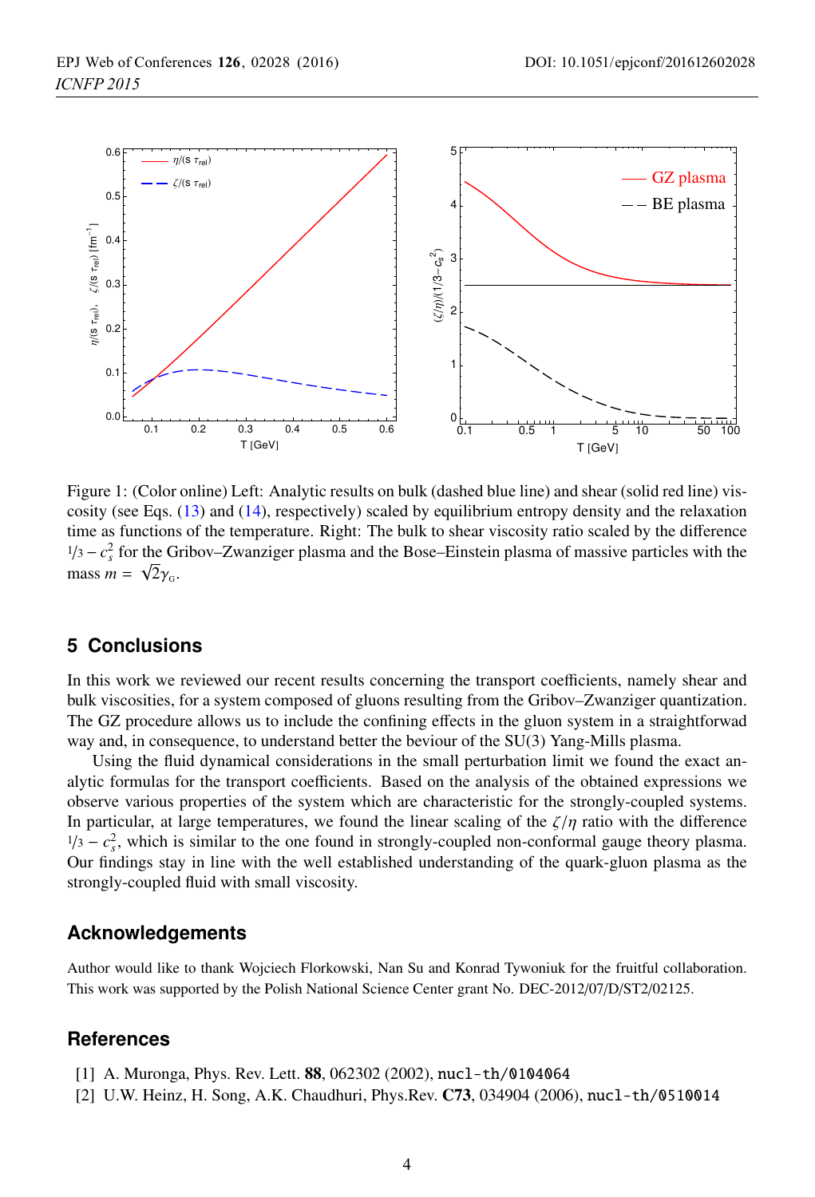Figure 1: (Color online) Left: Analytic results on bulk (dashed blue line) and shear (solid red line) viscosity (see Eqs. (13) and (14), respectively) scaled by equilibrium entropy density and the relaxation time as functions of the temperature. Right: The bulk to shear viscosity ratio scaled by the difference $1/3 - c_s^2$ for the Gribov–Zwanziger plasma and the Bose–Einstein plasma of massive particles with the mass $m = \sqrt{2}\gamma_{\rm G}$.

## 5 Conclusions

In this work we reviewed our recent results concerning the transport coefficients, namely shear and bulk viscosities, for a system composed of gluons resulting from the Gribov–Zwanziger quantization. The GZ procedure allows us to include the confining effects in the gluon system in a straightforwad way and, in consequence, to understand better the beviour of the SU(3) Yang-Mills plasma.

Using the fluid dynamical considerations in the small perturbation limit we found the exact analytic formulas for the transport coefficients. Based on the analysis of the obtained expressions we observe various properties of the system which are characteristic for the strongly-coupled systems. In particular, at large temperatures, we found the linear scaling of the $\zeta/\eta$ ratio with the difference $1/3 - c_s^2$, which is similar to the one found in strongly-coupled non-conformal gauge theory plasma. Our findings stay in line with the well established understanding of the quark-gluon plasma as the strongly-coupled fluid with small viscosity.

## Acknowledgements

Author would like to thank Wojciech Florkowski, Nan Su and Konrad Tywoniuk for the fruitful collaboration. This work was supported by the Polish National Science Center grant No. DEC-2012/07/D/ST2/02125.

## References

[1] A. Muronga, Phys. Rev. Lett. **88**, 062302 (2002), nucl-th/0104064

[2] U.W. Heinz, H. Song, A.K. Chaudhuri, Phys.Rev. **C73**, 034904 (2006), nucl-th/0510014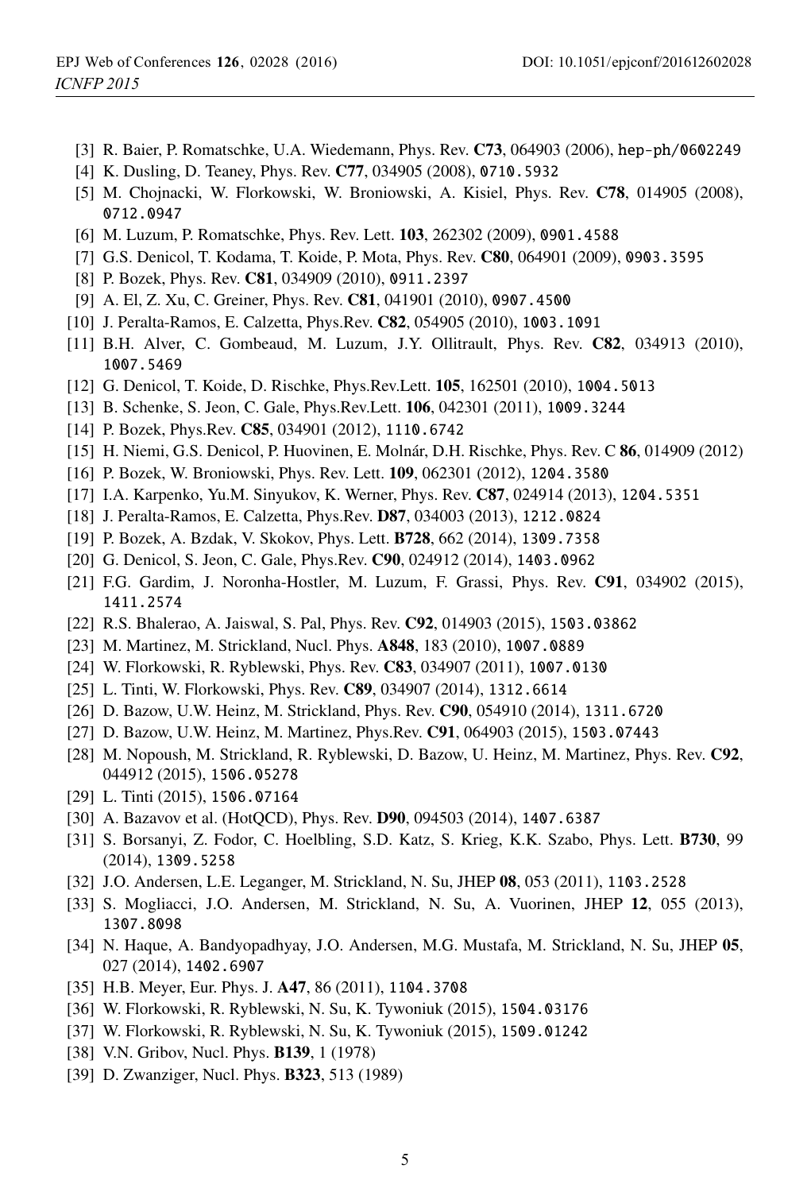- [3] R. Baier, P. Romatschke, U.A. Wiedemann, Phys. Rev. **C73**, 064903 (2006), hep-ph/0602249
- [4] K. Dusling, D. Teaney, Phys. Rev. **C77**, 034905 (2008), 0710.5932
- [5] M. Chojnacki, W. Florkowski, W. Broniowski, A. Kisiel, Phys. Rev. **C78**, 014905 (2008), 0712.0947
- [6] M. Luzum, P. Romatschke, Phys. Rev. Lett. **103**, 262302 (2009), 0901.4588
- [7] G.S. Denicol, T. Kodama, T. Koide, P. Mota, Phys. Rev. **C80**, 064901 (2009), 0903.3595
- [8] P. Bozek, Phys. Rev. **C81**, 034909 (2010), 0911.2397
- [9] A. El, Z. Xu, C. Greiner, Phys. Rev. **C81**, 041901 (2010), 0907.4500
- [10] J. Peralta-Ramos, E. Calzetta, Phys.Rev. **C82**, 054905 (2010), 1003.1091
- [11] B.H. Alver, C. Gombeaud, M. Luzum, J.Y. Ollitrault, Phys. Rev. **C82**, 034913 (2010), 1007.5469
- [12] G. Denicol, T. Koide, D. Rischke, Phys.Rev.Lett. **105**, 162501 (2010), 1004.5013
- [13] B. Schenke, S. Jeon, C. Gale, Phys.Rev.Lett. **106**, 042301 (2011), 1009.3244
- [14] P. Bozek, Phys.Rev. **C85**, 034901 (2012), 1110.6742
- [15] H. Niemi, G.S. Denicol, P. Huovinen, E. Molnár, D.H. Rischke, Phys. Rev. C **86**, 014909 (2012)
- [16] P. Bozek, W. Broniowski, Phys. Rev. Lett. **109**, 062301 (2012), 1204.3580
- [17] I.A. Karpenko, Yu.M. Sinyukov, K. Werner, Phys. Rev. **C87**, 024914 (2013), 1204.5351
- [18] J. Peralta-Ramos, E. Calzetta, Phys.Rev. **D87**, 034003 (2013), 1212.0824
- [19] P. Bozek, A. Bzdak, V. Skokov, Phys. Lett. **B728**, 662 (2014), 1309.7358
- [20] G. Denicol, S. Jeon, C. Gale, Phys.Rev. **C90**, 024912 (2014), 1403.0962
- [21] F.G. Gardim, J. Noronha-Hostler, M. Luzum, F. Grassi, Phys. Rev. **C91**, 034902 (2015), 1411.2574
- [22] R.S. Bhalerao, A. Jaiswal, S. Pal, Phys. Rev. **C92**, 014903 (2015), 1503.03862
- [23] M. Martinez, M. Strickland, Nucl. Phys. **A848**, 183 (2010), 1007.0889
- [24] W. Florkowski, R. Ryblewski, Phys. Rev. **C83**, 034907 (2011), 1007.0130
- [25] L. Tinti, W. Florkowski, Phys. Rev. **C89**, 034907 (2014), 1312.6614
- [26] D. Bazow, U.W. Heinz, M. Strickland, Phys. Rev. **C90**, 054910 (2014), 1311.6720
- [27] D. Bazow, U.W. Heinz, M. Martinez, Phys.Rev. **C91**, 064903 (2015), 1503.07443
- [28] M. Nopoush, M. Strickland, R. Ryblewski, D. Bazow, U. Heinz, M. Martinez, Phys. Rev. **C92**, 044912 (2015), 1506.05278
- [29] L. Tinti (2015), 1506.07164
- [30] A. Bazavov et al. (HotQCD), Phys. Rev. **D90**, 094503 (2014), 1407.6387
- [31] S. Borsanyi, Z. Fodor, C. Hoelbling, S.D. Katz, S. Krieg, K.K. Szabo, Phys. Lett. **B730**, 99 (2014), 1309.5258
- [32] J.O. Andersen, L.E. Leganger, M. Strickland, N. Su, JHEP **08**, 053 (2011), 1103.2528
- [33] S. Mogliacci, J.O. Andersen, M. Strickland, N. Su, A. Vuorinen, JHEP **12**, 055 (2013), 1307.8098
- [34] N. Haque, A. Bandyopadhyay, J.O. Andersen, M.G. Mustafa, M. Strickland, N. Su, JHEP **05**, 027 (2014), 1402.6907
- [35] H.B. Meyer, Eur. Phys. J. **A47**, 86 (2011), 1104.3708
- [36] W. Florkowski, R. Ryblewski, N. Su, K. Tywoniuk (2015), 1504.03176
- [37] W. Florkowski, R. Ryblewski, N. Su, K. Tywoniuk (2015), 1509.01242
- [38] V.N. Gribov, Nucl. Phys. **B139**, 1 (1978)
- [39] D. Zwanziger, Nucl. Phys. **B323**, 513 (1989)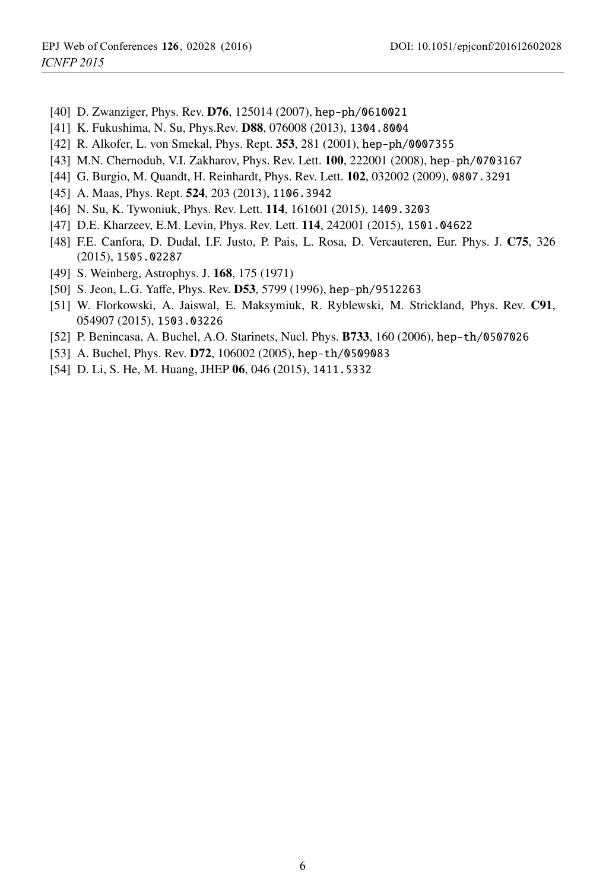- [40] D. Zwanziger, Phys. Rev. **D76**, 125014 (2007), hep-ph/0610021
- [41] K. Fukushima, N. Su, Phys.Rev. **D88**, 076008 (2013), 1304.8004
- [42] R. Alkofer, L. von Smekal, Phys. Rept. **353**, 281 (2001), hep-ph/0007355
- [43] M.N. Chernodub, V.I. Zakharov, Phys. Rev. Lett. **100**, 222001 (2008), hep-ph/0703167
- [44] G. Burgio, M. Quandt, H. Reinhardt, Phys. Rev. Lett. **102**, 032002 (2009), 0807.3291
- [45] A. Maas, Phys. Rept. **524**, 203 (2013), 1106.3942
- [46] N. Su, K. Tywoniuk, Phys. Rev. Lett. **114**, 161601 (2015), 1409.3203
- [47] D.E. Kharzeev, E.M. Levin, Phys. Rev. Lett. **114**, 242001 (2015), 1501.04622
- [48] F.E. Canfora, D. Dudal, I.F. Justo, P. Pais, L. Rosa, D. Vercauteren, Eur. Phys. J. **C75**, 326 (2015), 1505.02287
- [49] S. Weinberg, Astrophys. J. **168**, 175 (1971)
- [50] S. Jeon, L.G. Yaffe, Phys. Rev. **D53**, 5799 (1996), hep-ph/9512263
- [51] W. Florkowski, A. Jaiswal, E. Maksymiuk, R. Ryblewski, M. Strickland, Phys. Rev. **C91**, 054907 (2015), 1503.03226
- [52] P. Benincasa, A. Buchel, A.O. Starinets, Nucl. Phys. **B733**, 160 (2006), hep-th/0507026
- [53] A. Buchel, Phys. Rev. **D72**, 106002 (2005), hep-th/0509083
- [54] D. Li, S. He, M. Huang, JHEP **06**, 046 (2015), 1411.5332